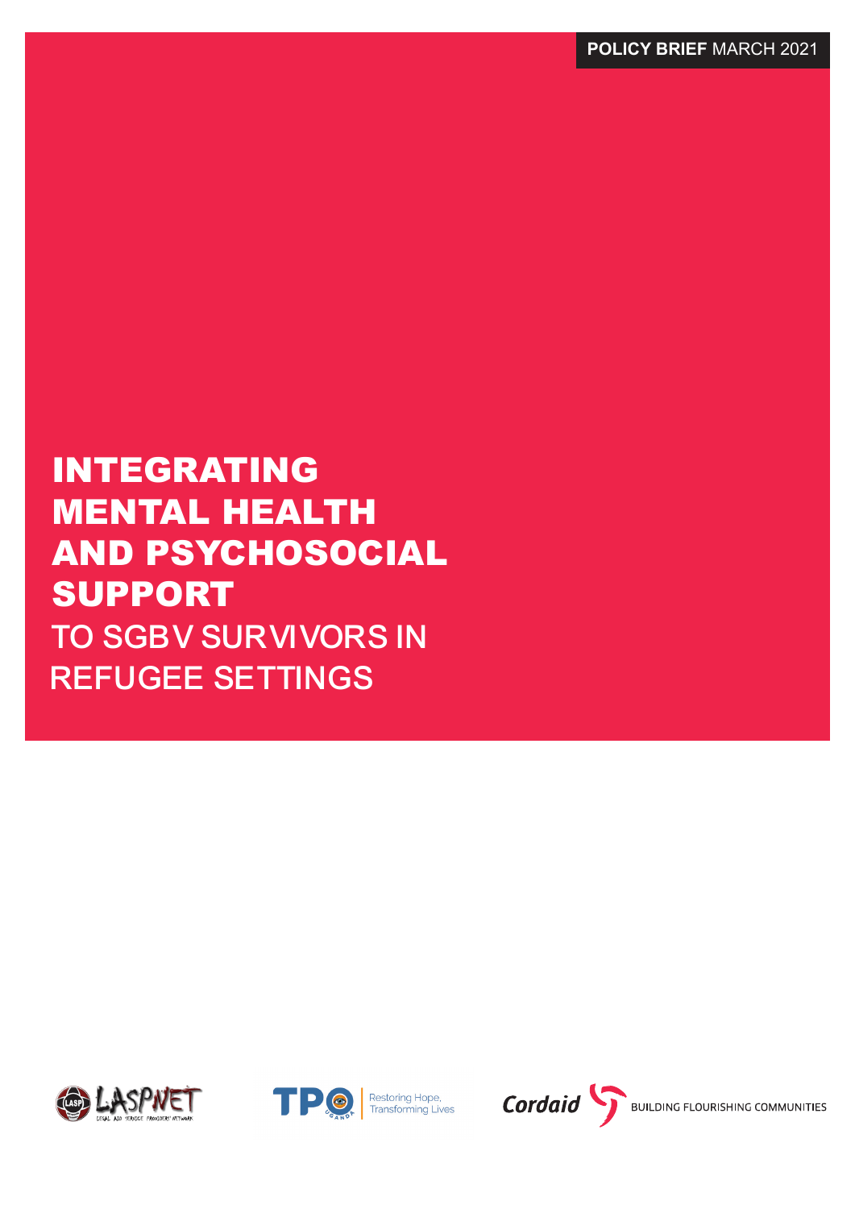**POLICY BRIEF** MARCH 2021

# INTEGRATING MENTAL HEALTH AND PSYCHOSOCIAL SUPPORT TO SGBV SURVIVORS IN REFUGEE SETTINGS

LASPNET LEGAL AID SERVICE PROVIDERS' NETWORK

TPO UGANDA Restoring Hope, Transforming Lives

Cordaid BUILDING FLOURISHING COMMUNITIES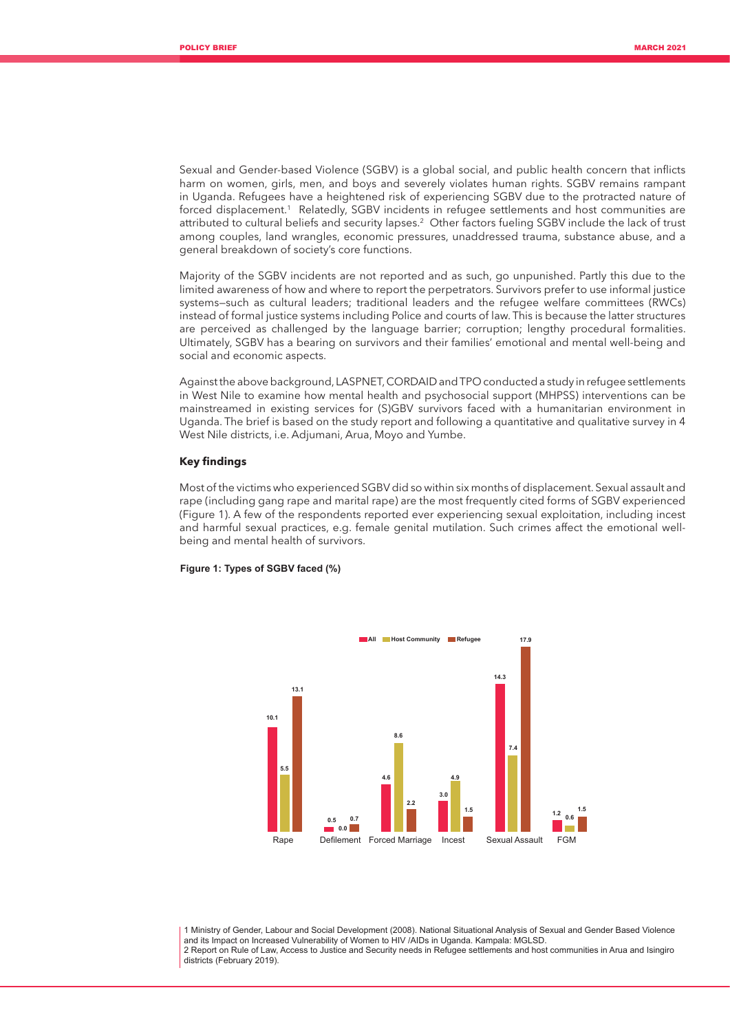Sexual and Gender-based Violence (SGBV) is a global social, and public health concern that inflicts harm on women, girls, men, and boys and severely violates human rights. SGBV remains rampant in Uganda. Refugees have a heightened risk of experiencing SGBV due to the protracted nature of forced displacement.[1] Relatedly, SGBV incidents in refugee settlements and host communities are attributed to cultural beliefs and security lapses.[2] Other factors fueling SGBV include the lack of trust among couples, land wrangles, economic pressures, unaddressed trauma, substance abuse, and a general breakdown of society's core functions.

Majority of the SGBV incidents are not reported and as such, go unpunished. Partly this due to the limited awareness of how and where to report the perpetrators. Survivors prefer to use informal justice systems—such as cultural leaders; traditional leaders and the refugee welfare committees (RWCs) instead of formal justice systems including Police and courts of law. This is because the latter structures are perceived as challenged by the language barrier; corruption; lengthy procedural formalities. Ultimately, SGBV has a bearing on survivors and their families' emotional and mental well-being and social and economic aspects.

Against the above background, LASPNET, CORDAID and TPO conducted a study in refugee settlements in West Nile to examine how mental health and psychosocial support (MHPSS) interventions can be mainstreamed in existing services for (S)GBV survivors faced with a humanitarian environment in Uganda. The brief is based on the study report and following a quantitative and qualitative survey in 4 West Nile districts, i.e. Adjumani, Arua, Moyo and Yumbe.

### Key findings

Most of the victims who experienced SGBV did so within six months of displacement. Sexual assault and rape (including gang rape and marital rape) are the most frequently cited forms of SGBV experienced (Figure 1). A few of the respondents reported ever experiencing sexual exploitation, including incest and harmful sexual practices, e.g. female genital mutilation. Such crimes affect the emotional well-being and mental health of survivors.

**Figure 1: Types of SGBV faced (%)**

| Type | All | Host Community | Refugee |
|---|---|---|---|
| Rape | 10.1 | 5.5 | 13.1 |
| Defilement | 0.5 | 0.0 | 0.7 |
| Forced Marriage | 4.6 | 8.6 | 2.2 |
| Incest | 3.0 | 4.9 | 1.5 |
| Sexual Assault | 14.3 | 7.4 | 17.9 |
| FGM | 1.2 | 0.6 | 1.5 |

1 Ministry of Gender, Labour and Social Development (2008). National Situational Analysis of Sexual and Gender Based Violence and its Impact on Increased Vulnerability of Women to HIV /AIDs in Uganda. Kampala: MGLSD.

2 Report on Rule of Law, Access to Justice and Security needs in Refugee settlements and host communities in Arua and Isingiro districts (February 2019).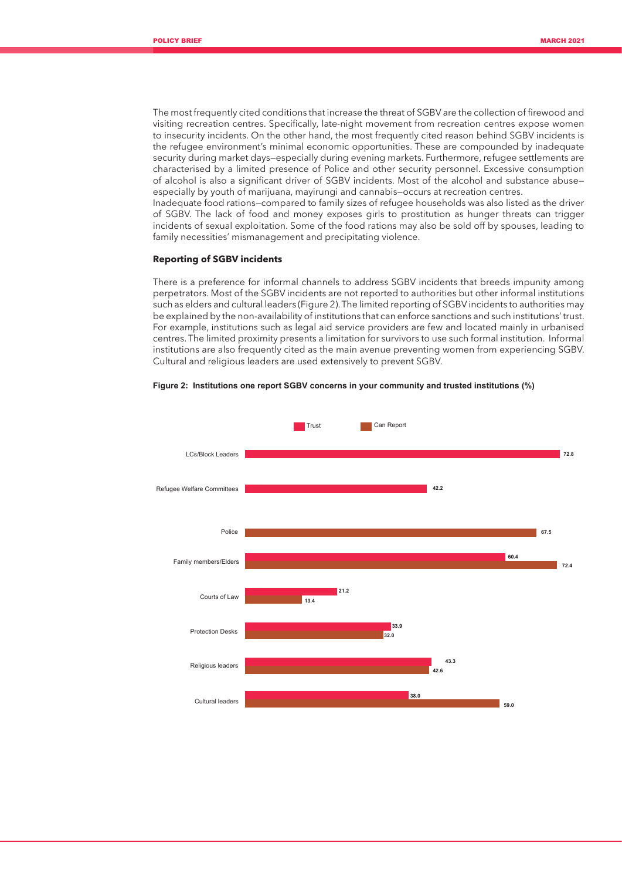The most frequently cited conditions that increase the threat of SGBV are the collection of firewood and visiting recreation centres. Specifically, late-night movement from recreation centres expose women to insecurity incidents. On the other hand, the most frequently cited reason behind SGBV incidents is the refugee environment's minimal economic opportunities. These are compounded by inadequate security during market days—especially during evening markets. Furthermore, refugee settlements are characterised by a limited presence of Police and other security personnel. Excessive consumption of alcohol is also a significant driver of SGBV incidents. Most of the alcohol and substance abuse—especially by youth of marijuana, mayirungi and cannabis—occurs at recreation centres.

Inadequate food rations—compared to family sizes of refugee households was also listed as the driver of SGBV. The lack of food and money exposes girls to prostitution as hunger threats can trigger incidents of sexual exploitation. Some of the food rations may also be sold off by spouses, leading to family necessities' mismanagement and precipitating violence.

### Reporting of SGBV incidents

There is a preference for informal channels to address SGBV incidents that breeds impunity among perpetrators. Most of the SGBV incidents are not reported to authorities but other informal institutions such as elders and cultural leaders (Figure 2). The limited reporting of SGBV incidents to authorities may be explained by the non-availability of institutions that can enforce sanctions and such institutions' trust. For example, institutions such as legal aid service providers are few and located mainly in urbanised centres. The limited proximity presents a limitation for survivors to use such formal institution. Informal institutions are also frequently cited as the main avenue preventing women from experiencing SGBV. Cultural and religious leaders are used extensively to prevent SGBV.

**Figure 2: Institutions one report SGBV concerns in your community and trusted institutions (%)**

| Institution | Trust | Can Report |
|---|---|---|
| LCs/Block Leaders | 72.8 | |
| Refugee Welfare Committees | 42.2 | |
| Police | | 67.5 |
| Family members/Elders | 60.4 | 72.4 |
| Courts of Law | 21.2 | 13.4 |
| Protection Desks | 33.9 | 32.0 |
| Religious leaders | 43.3 | 42.6 |
| Cultural leaders | 38.0 | 59.0 |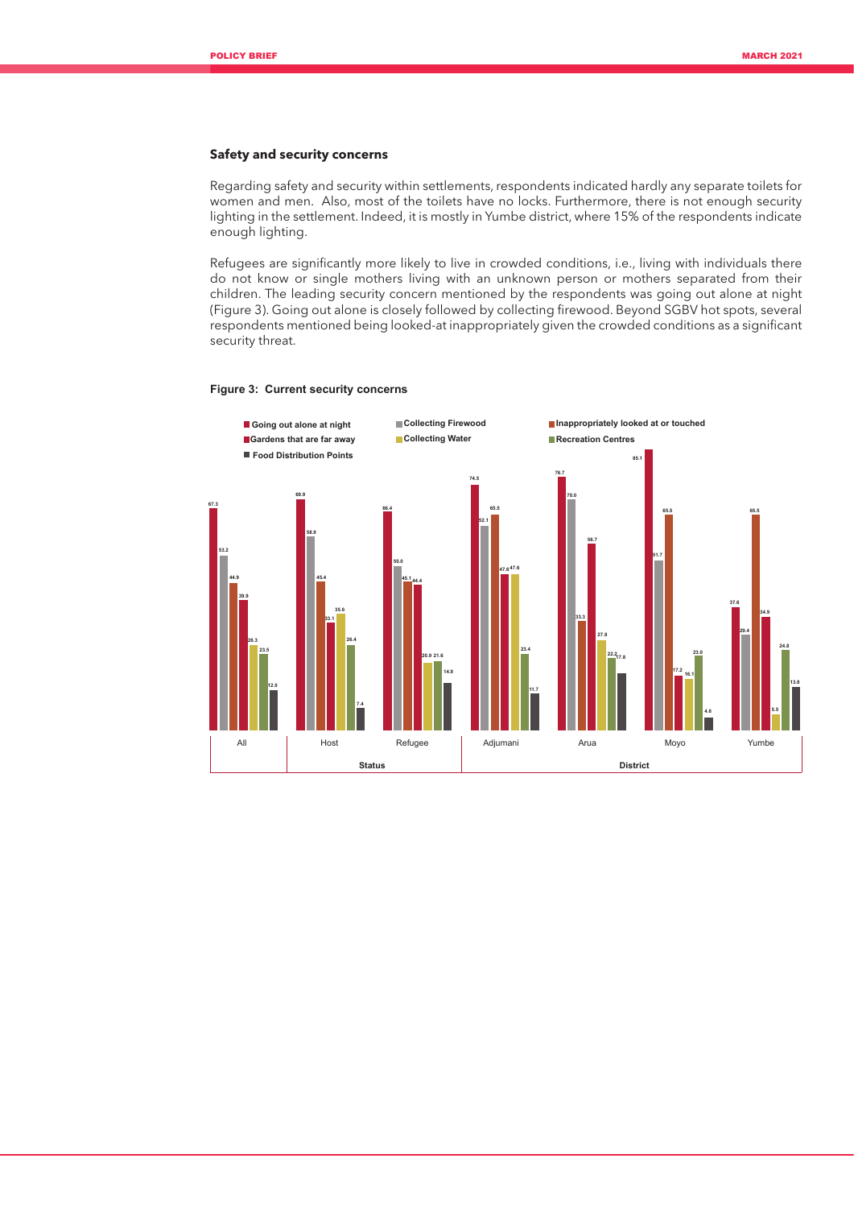## Safety and security concerns

Regarding safety and security within settlements, respondents indicated hardly any separate toilets for women and men. Also, most of the toilets have no locks. Furthermore, there is not enough security lighting in the settlement. Indeed, it is mostly in Yumbe district, where 15% of the respondents indicate enough lighting.

Refugees are significantly more likely to live in crowded conditions, i.e., living with individuals there do not know or single mothers living with an unknown person or mothers separated from their children. The leading security concern mentioned by the respondents was going out alone at night (Figure 3). Going out alone is closely followed by collecting firewood. Beyond SGBV hot spots, several respondents mentioned being looked-at inappropriately given the crowded conditions as a significant security threat.

**Figure 3: Current security concerns**

| | All | Host | Refugee | Adjumani | Arua | Moyo | Yumbe |
|---|---|---|---|---|---|---|---|
| | | Status | | District | | | |
| Going out alone at night | 67.3 | 69.9 | 66.4 | 74.5 | 76.7 | 85.1 | 37.6 |
| Collecting Firewood | 53.2 | 58.9 | 50.0 | 62.1 | 70.0 | 51.7 | 29.4 |
| Inappropriately looked at or touched | 44.9 | 45.4 | 45.1 | 65.5 | 33.3 | 65.5 | 65.5 |
| Gardens that are far away | 39.9 | 33.1 | 44.4 | 47.6 | 56.7 | 17.2 | 34.9 |
| Collecting Water | 26.3 | 35.6 | 20.9 | 47.6 | 27.8 | 16.1 | 5.5 |
| Recreation Centres | 23.5 | 26.4 | 21.6 | 23.4 | 22.2 | 23.0 | 24.8 |
| Food Distribution Points | 12.0 | 7.4 | 14.9 | 11.7 | 17.8 | 4.6 | 13.8 |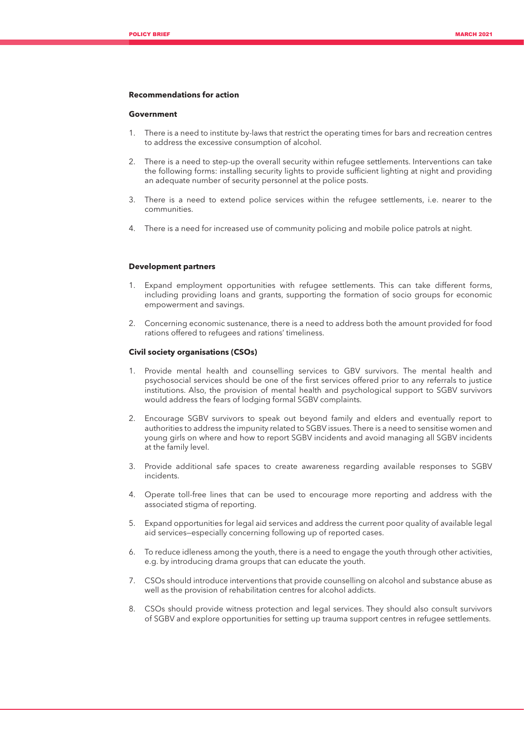### Recommendations for action

#### Government

1. There is a need to institute by-laws that restrict the operating times for bars and recreation centres to address the excessive consumption of alcohol.

2. There is a need to step-up the overall security within refugee settlements. Interventions can take the following forms: installing security lights to provide sufficient lighting at night and providing an adequate number of security personnel at the police posts.

3. There is a need to extend police services within the refugee settlements, i.e. nearer to the communities.

4. There is a need for increased use of community policing and mobile police patrols at night.

#### Development partners

1. Expand employment opportunities with refugee settlements. This can take different forms, including providing loans and grants, supporting the formation of socio groups for economic empowerment and savings.

2. Concerning economic sustenance, there is a need to address both the amount provided for food rations offered to refugees and rations' timeliness.

#### Civil society organisations (CSOs)

1. Provide mental health and counselling services to GBV survivors. The mental health and psychosocial services should be one of the first services offered prior to any referrals to justice institutions. Also, the provision of mental health and psychological support to SGBV survivors would address the fears of lodging formal SGBV complaints.

2. Encourage SGBV survivors to speak out beyond family and elders and eventually report to authorities to address the impunity related to SGBV issues. There is a need to sensitise women and young girls on where and how to report SGBV incidents and avoid managing all SGBV incidents at the family level.

3. Provide additional safe spaces to create awareness regarding available responses to SGBV incidents.

4. Operate toll-free lines that can be used to encourage more reporting and address with the associated stigma of reporting.

5. Expand opportunities for legal aid services and address the current poor quality of available legal aid services—especially concerning following up of reported cases.

6. To reduce idleness among the youth, there is a need to engage the youth through other activities, e.g. by introducing drama groups that can educate the youth.

7. CSOs should introduce interventions that provide counselling on alcohol and substance abuse as well as the provision of rehabilitation centres for alcohol addicts.

8. CSOs should provide witness protection and legal services. They should also consult survivors of SGBV and explore opportunities for setting up trauma support centres in refugee settlements.